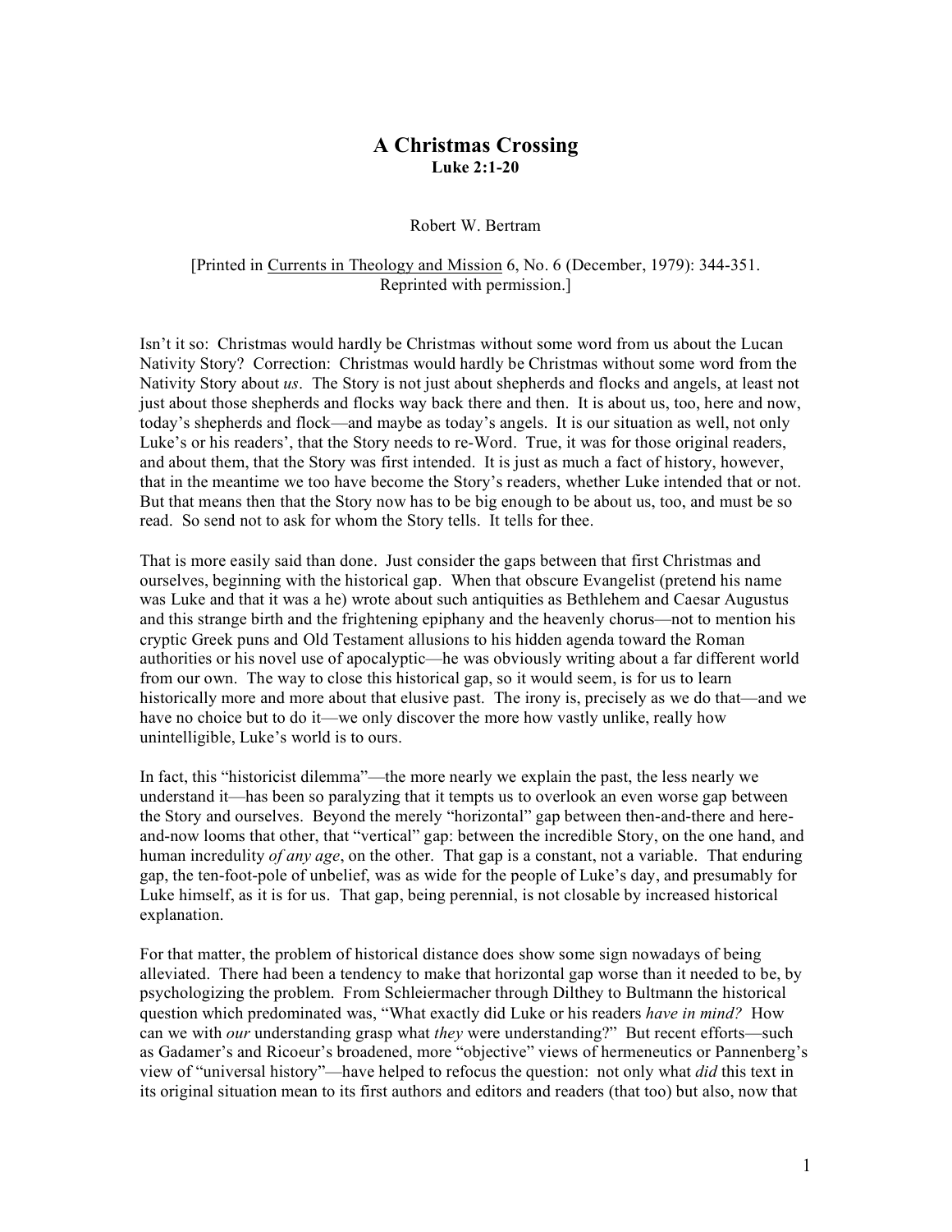# A Christmas Crossing

**Luke 2:1-20**

Robert W. Bertram

[Printed in Currents in Theology and Mission 6, No. 6 (December, 1979): 344-351. Reprinted with permission.]

Isn't it so: Christmas would hardly be Christmas without some word from us about the Lucan Nativity Story? Correction: Christmas would hardly be Christmas without some word from the Nativity Story about *us*. The Story is not just about shepherds and flocks and angels, at least not just about those shepherds and flocks way back there and then. It is about us, too, here and now, today's shepherds and flock—and maybe as today's angels. It is our situation as well, not only Luke's or his readers', that the Story needs to re-Word. True, it was for those original readers, and about them, that the Story was first intended. It is just as much a fact of history, however, that in the meantime we too have become the Story's readers, whether Luke intended that or not. But that means then that the Story now has to be big enough to be about us, too, and must be so read. So send not to ask for whom the Story tells. It tells for thee.

That is more easily said than done. Just consider the gaps between that first Christmas and ourselves, beginning with the historical gap. When that obscure Evangelist (pretend his name was Luke and that it was a he) wrote about such antiquities as Bethlehem and Caesar Augustus and this strange birth and the frightening epiphany and the heavenly chorus—not to mention his cryptic Greek puns and Old Testament allusions to his hidden agenda toward the Roman authorities or his novel use of apocalyptic—he was obviously writing about a far different world from our own. The way to close this historical gap, so it would seem, is for us to learn historically more and more about that elusive past. The irony is, precisely as we do that—and we have no choice but to do it—we only discover the more how vastly unlike, really how unintelligible, Luke's world is to ours.

In fact, this "historicist dilemma"—the more nearly we explain the past, the less nearly we understand it—has been so paralyzing that it tempts us to overlook an even worse gap between the Story and ourselves. Beyond the merely "horizontal" gap between then-and-there and here-and-now looms that other, that "vertical" gap: between the incredible Story, on the one hand, and human incredulity *of any age*, on the other. That gap is a constant, not a variable. That enduring gap, the ten-foot-pole of unbelief, was as wide for the people of Luke's day, and presumably for Luke himself, as it is for us. That gap, being perennial, is not closable by increased historical explanation.

For that matter, the problem of historical distance does show some sign nowadays of being alleviated. There had been a tendency to make that horizontal gap worse than it needed to be, by psychologizing the problem. From Schleiermacher through Dilthey to Bultmann the historical question which predominated was, "What exactly did Luke or his readers *have in mind?* How can we with *our* understanding grasp what *they* were understanding?" But recent efforts—such as Gadamer's and Ricoeur's broadened, more "objective" views of hermeneutics or Pannenberg's view of "universal history"—have helped to refocus the question: not only what *did* this text in its original situation mean to its first authors and editors and readers (that too) but also, now that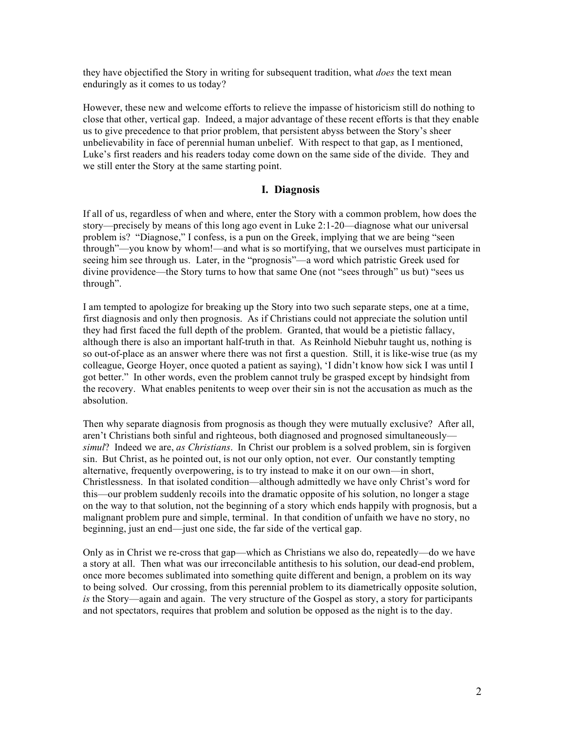they have objectified the Story in writing for subsequent tradition, what *does* the text mean enduringly as it comes to us today?

However, these new and welcome efforts to relieve the impasse of historicism still do nothing to close that other, vertical gap. Indeed, a major advantage of these recent efforts is that they enable us to give precedence to that prior problem, that persistent abyss between the Story's sheer unbelievability in face of perennial human unbelief. With respect to that gap, as I mentioned, Luke's first readers and his readers today come down on the same side of the divide. They and we still enter the Story at the same starting point.

## I. Diagnosis

If all of us, regardless of when and where, enter the Story with a common problem, how does the story—precisely by means of this long ago event in Luke 2:1-20—diagnose what our universal problem is? "Diagnose," I confess, is a pun on the Greek, implying that we are being "seen through"—you know by whom!—and what is so mortifying, that we ourselves must participate in seeing him see through us. Later, in the "prognosis"—a word which patristic Greek used for divine providence—the Story turns to how that same One (not "sees through" us but) "sees us through".

I am tempted to apologize for breaking up the Story into two such separate steps, one at a time, first diagnosis and only then prognosis. As if Christians could not appreciate the solution until they had first faced the full depth of the problem. Granted, that would be a pietistic fallacy, although there is also an important half-truth in that. As Reinhold Niebuhr taught us, nothing is so out-of-place as an answer where there was not first a question. Still, it is like-wise true (as my colleague, George Hoyer, once quoted a patient as saying), 'I didn't know how sick I was until I got better." In other words, even the problem cannot truly be grasped except by hindsight from the recovery. What enables penitents to weep over their sin is not the accusation as much as the absolution.

Then why separate diagnosis from prognosis as though they were mutually exclusive? After all, aren't Christians both sinful and righteous, both diagnosed and prognosed simultaneously—*simul*? Indeed we are, *as Christians*. In Christ our problem is a solved problem, sin is forgiven sin. But Christ, as he pointed out, is not our only option, not ever. Our constantly tempting alternative, frequently overpowering, is to try instead to make it on our own—in short, Christlessness. In that isolated condition—although admittedly we have only Christ's word for this—our problem suddenly recoils into the dramatic opposite of his solution, no longer a stage on the way to that solution, not the beginning of a story which ends happily with prognosis, but a malignant problem pure and simple, terminal. In that condition of unfaith we have no story, no beginning, just an end—just one side, the far side of the vertical gap.

Only as in Christ we re-cross that gap—which as Christians we also do, repeatedly—do we have a story at all. Then what was our irreconcilable antithesis to his solution, our dead-end problem, once more becomes sublimated into something quite different and benign, a problem on its way to being solved. Our crossing, from this perennial problem to its diametrically opposite solution, *is* the Story—again and again. The very structure of the Gospel as story, a story for participants and not spectators, requires that problem and solution be opposed as the night is to the day.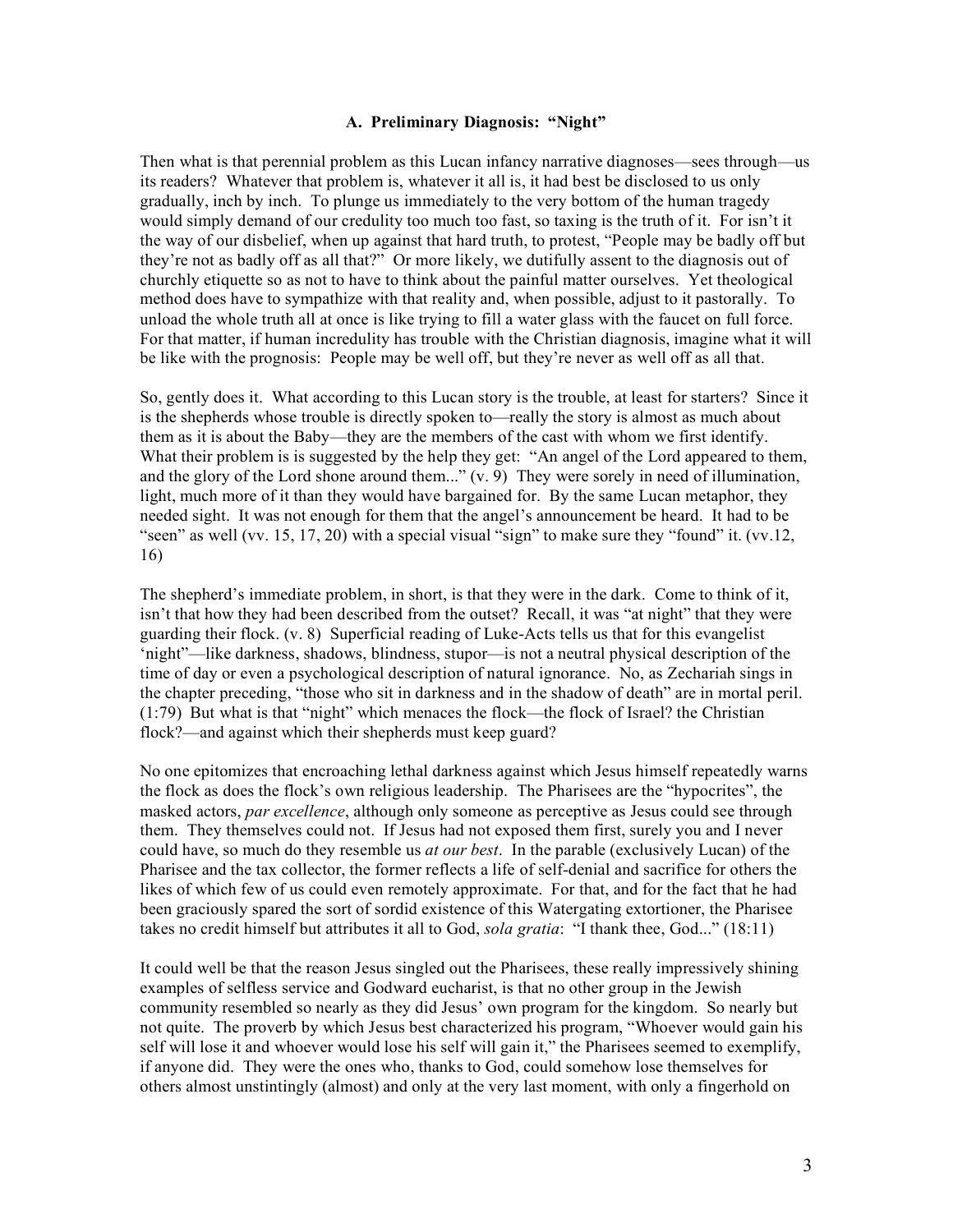### A. Preliminary Diagnosis: "Night"

Then what is that perennial problem as this Lucan infancy narrative diagnoses—sees through—us its readers? Whatever that problem is, whatever it all is, it had best be disclosed to us only gradually, inch by inch. To plunge us immediately to the very bottom of the human tragedy would simply demand of our credulity too much too fast, so taxing is the truth of it. For isn't it the way of our disbelief, when up against that hard truth, to protest, "People may be badly off but they're not as badly off as all that?" Or more likely, we dutifully assent to the diagnosis out of churchly etiquette so as not to have to think about the painful matter ourselves. Yet theological method does have to sympathize with that reality and, when possible, adjust to it pastorally. To unload the whole truth all at once is like trying to fill a water glass with the faucet on full force. For that matter, if human incredulity has trouble with the Christian diagnosis, imagine what it will be like with the prognosis: People may be well off, but they're never as well off as all that.

So, gently does it. What according to this Lucan story is the trouble, at least for starters? Since it is the shepherds whose trouble is directly spoken to—really the story is almost as much about them as it is about the Baby—they are the members of the cast with whom we first identify. What their problem is is suggested by the help they get: "An angel of the Lord appeared to them, and the glory of the Lord shone around them..." (v. 9) They were sorely in need of illumination, light, much more of it than they would have bargained for. By the same Lucan metaphor, they needed sight. It was not enough for them that the angel's announcement be heard. It had to be "seen" as well (vv. 15, 17, 20) with a special visual "sign" to make sure they "found" it. (vv.12, 16)

The shepherd's immediate problem, in short, is that they were in the dark. Come to think of it, isn't that how they had been described from the outset? Recall, it was "at night" that they were guarding their flock. (v. 8) Superficial reading of Luke-Acts tells us that for this evangelist 'night'—like darkness, shadows, blindness, stupor—is not a neutral physical description of the time of day or even a psychological description of natural ignorance. No, as Zechariah sings in the chapter preceding, "those who sit in darkness and in the shadow of death" are in mortal peril. (1:79) But what is that "night" which menaces the flock—the flock of Israel? the Christian flock?—and against which their shepherds must keep guard?

No one epitomizes that encroaching lethal darkness against which Jesus himself repeatedly warns the flock as does the flock's own religious leadership. The Pharisees are the "hypocrites", the masked actors, *par excellence*, although only someone as perceptive as Jesus could see through them. They themselves could not. If Jesus had not exposed them first, surely you and I never could have, so much do they resemble us *at our best*. In the parable (exclusively Lucan) of the Pharisee and the tax collector, the former reflects a life of self-denial and sacrifice for others the likes of which few of us could even remotely approximate. For that, and for the fact that he had been graciously spared the sort of sordid existence of this Watergating extortioner, the Pharisee takes no credit himself but attributes it all to God, *sola gratia*: "I thank thee, God..." (18:11)

It could well be that the reason Jesus singled out the Pharisees, these really impressively shining examples of selfless service and Godward eucharist, is that no other group in the Jewish community resembled so nearly as they did Jesus' own program for the kingdom. So nearly but not quite. The proverb by which Jesus best characterized his program, "Whoever would gain his self will lose it and whoever would lose his self will gain it," the Pharisees seemed to exemplify, if anyone did. They were the ones who, thanks to God, could somehow lose themselves for others almost unstintingly (almost) and only at the very last moment, with only a fingerhold on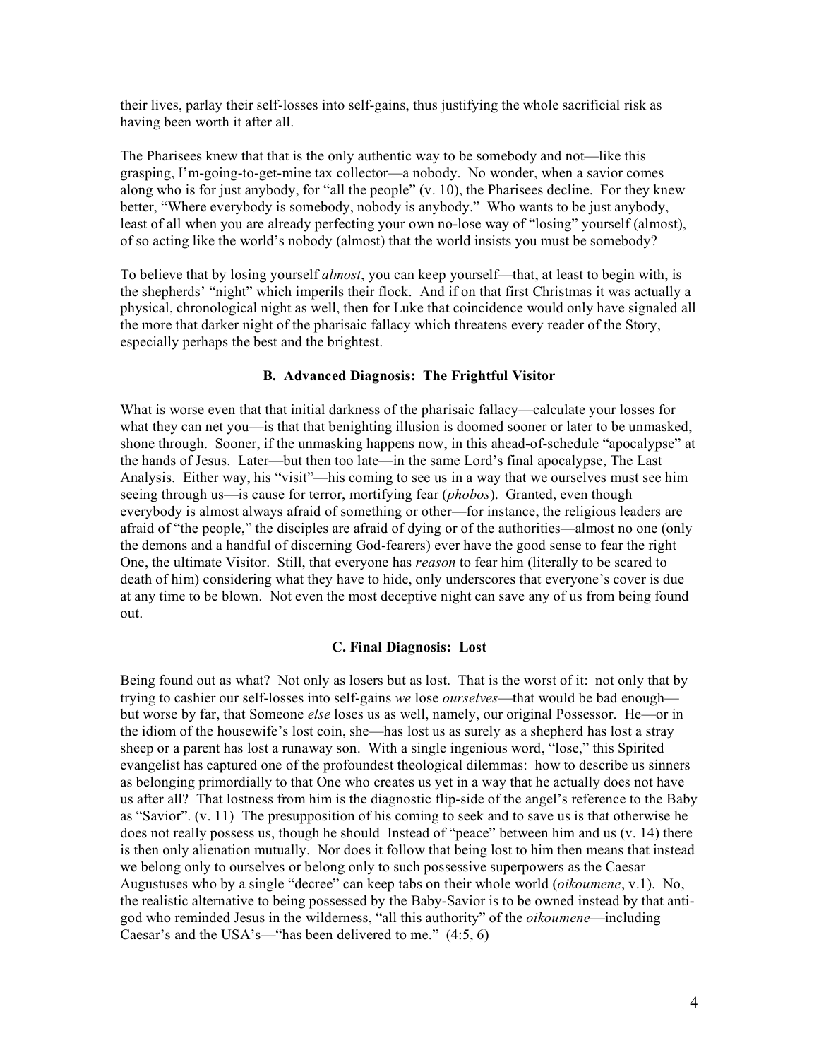their lives, parlay their self-losses into self-gains, thus justifying the whole sacrificial risk as having been worth it after all.

The Pharisees knew that that is the only authentic way to be somebody and not—like this grasping, I'm-going-to-get-mine tax collector—a nobody. No wonder, when a savior comes along who is for just anybody, for "all the people" (v. 10), the Pharisees decline. For they knew better, "Where everybody is somebody, nobody is anybody." Who wants to be just anybody, least of all when you are already perfecting your own no-lose way of "losing" yourself (almost), of so acting like the world's nobody (almost) that the world insists you must be somebody?

To believe that by losing yourself *almost*, you can keep yourself—that, at least to begin with, is the shepherds' "night" which imperils their flock. And if on that first Christmas it was actually a physical, chronological night as well, then for Luke that coincidence would only have signaled all the more that darker night of the pharisaic fallacy which threatens every reader of the Story, especially perhaps the best and the brightest.

### B. Advanced Diagnosis: The Frightful Visitor

What is worse even that that initial darkness of the pharisaic fallacy—calculate your losses for what they can net you—is that that benighting illusion is doomed sooner or later to be unmasked, shone through. Sooner, if the unmasking happens now, in this ahead-of-schedule "apocalypse" at the hands of Jesus. Later—but then too late—in the same Lord's final apocalypse, The Last Analysis. Either way, his "visit"—his coming to see us in a way that we ourselves must see him seeing through us—is cause for terror, mortifying fear (*phobos*). Granted, even though everybody is almost always afraid of something or other—for instance, the religious leaders are afraid of "the people," the disciples are afraid of dying or of the authorities—almost no one (only the demons and a handful of discerning God-fearers) ever have the good sense to fear the right One, the ultimate Visitor. Still, that everyone has *reason* to fear him (literally to be scared to death of him) considering what they have to hide, only underscores that everyone's cover is due at any time to be blown. Not even the most deceptive night can save any of us from being found out.

### C. Final Diagnosis: Lost

Being found out as what? Not only as losers but as lost. That is the worst of it: not only that by trying to cashier our self-losses into self-gains *we* lose *ourselves*—that would be bad enough—but worse by far, that Someone *else* loses us as well, namely, our original Possessor. He—or in the idiom of the housewife's lost coin, she—has lost us as surely as a shepherd has lost a stray sheep or a parent has lost a runaway son. With a single ingenious word, "lose," this Spirited evangelist has captured one of the profoundest theological dilemmas: how to describe us sinners as belonging primordially to that One who creates us yet in a way that he actually does not have us after all? That lostness from him is the diagnostic flip-side of the angel's reference to the Baby as "Savior". (v. 11) The presupposition of his coming to seek and to save us is that otherwise he does not really possess us, though he should Instead of "peace" between him and us (v. 14) there is then only alienation mutually. Nor does it follow that being lost to him then means that instead we belong only to ourselves or belong only to such possessive superpowers as the Caesar Augustuses who by a single "decree" can keep tabs on their whole world (*oikoumene*, v.1). No, the realistic alternative to being possessed by the Baby-Savior is to be owned instead by that anti-god who reminded Jesus in the wilderness, "all this authority" of the *oikoumene*—including Caesar's and the USA's—"has been delivered to me." (4:5, 6)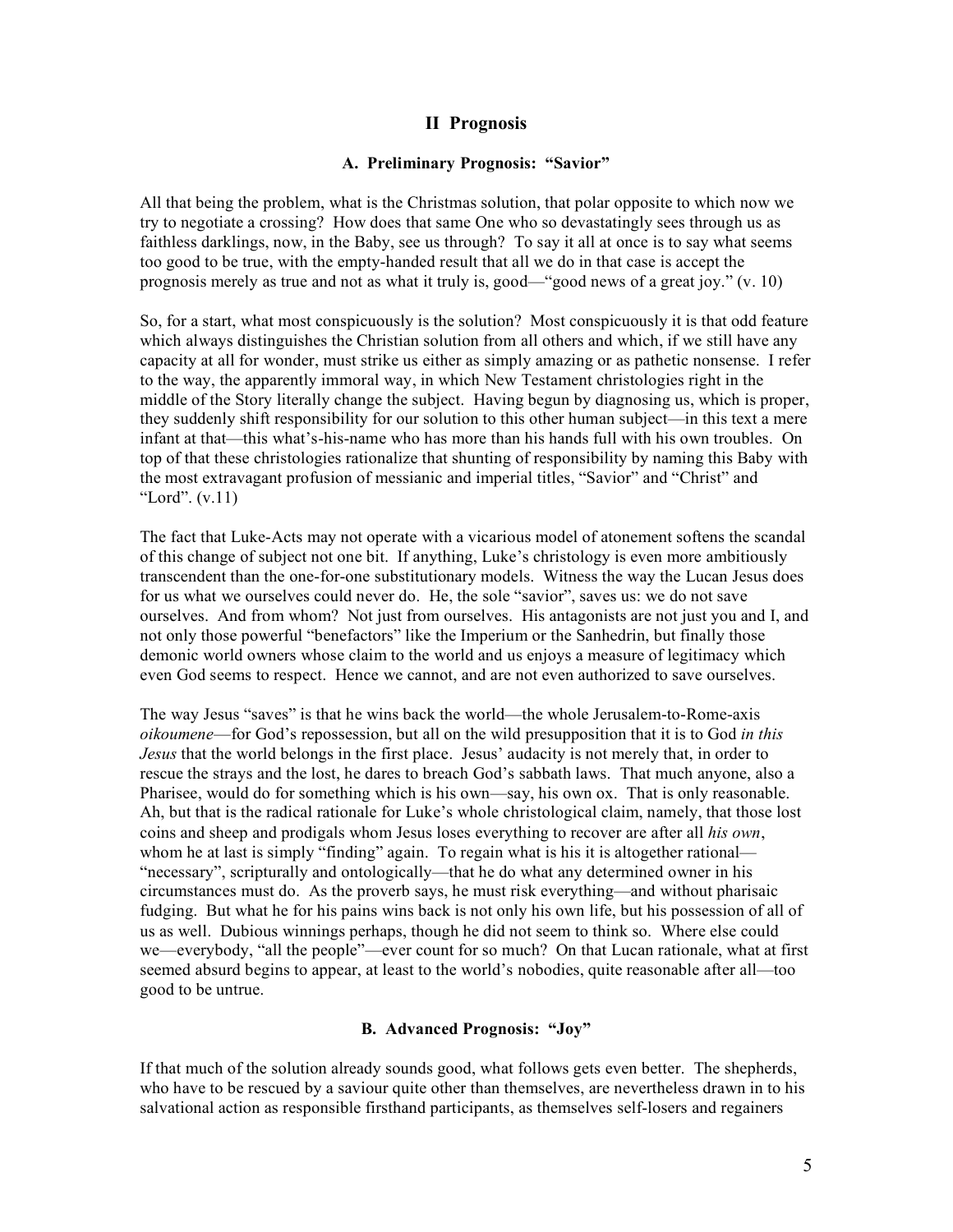## II Prognosis

### A. Preliminary Prognosis: "Savior"

All that being the problem, what is the Christmas solution, that polar opposite to which now we try to negotiate a crossing? How does that same One who so devastatingly sees through us as faithless darklings, now, in the Baby, see us through? To say it all at once is to say what seems too good to be true, with the empty-handed result that all we do in that case is accept the prognosis merely as true and not as what it truly is, good—"good news of a great joy." (v. 10)

So, for a start, what most conspicuously is the solution? Most conspicuously it is that odd feature which always distinguishes the Christian solution from all others and which, if we still have any capacity at all for wonder, must strike us either as simply amazing or as pathetic nonsense. I refer to the way, the apparently immoral way, in which New Testament christologies right in the middle of the Story literally change the subject. Having begun by diagnosing us, which is proper, they suddenly shift responsibility for our solution to this other human subject—in this text a mere infant at that—this what's-his-name who has more than his hands full with his own troubles. On top of that these christologies rationalize that shunting of responsibility by naming this Baby with the most extravagant profusion of messianic and imperial titles, "Savior" and "Christ" and "Lord". (v.11)

The fact that Luke-Acts may not operate with a vicarious model of atonement softens the scandal of this change of subject not one bit. If anything, Luke's christology is even more ambitiously transcendent than the one-for-one substitutionary models. Witness the way the Lucan Jesus does for us what we ourselves could never do. He, the sole "savior", saves us: we do not save ourselves. And from whom? Not just from ourselves. His antagonists are not just you and I, and not only those powerful "benefactors" like the Imperium or the Sanhedrin, but finally those demonic world owners whose claim to the world and us enjoys a measure of legitimacy which even God seems to respect. Hence we cannot, and are not even authorized to save ourselves.

The way Jesus "saves" is that he wins back the world—the whole Jerusalem-to-Rome-axis *oikoumene*—for God's repossession, but all on the wild presupposition that it is to God *in this Jesus* that the world belongs in the first place. Jesus' audacity is not merely that, in order to rescue the strays and the lost, he dares to breach God's sabbath laws. That much anyone, also a Pharisee, would do for something which is his own—say, his own ox. That is only reasonable. Ah, but that is the radical rationale for Luke's whole christological claim, namely, that those lost coins and sheep and prodigals whom Jesus loses everything to recover are after all *his own*, whom he at last is simply "finding" again. To regain what is his it is altogether rational—"necessary", scripturally and ontologically—that he do what any determined owner in his circumstances must do. As the proverb says, he must risk everything—and without pharisaic fudging. But what he for his pains wins back is not only his own life, but his possession of all of us as well. Dubious winnings perhaps, though he did not seem to think so. Where else could we—everybody, "all the people"—ever count for so much? On that Lucan rationale, what at first seemed absurd begins to appear, at least to the world's nobodies, quite reasonable after all—too good to be untrue.

### B. Advanced Prognosis: "Joy"

If that much of the solution already sounds good, what follows gets even better. The shepherds, who have to be rescued by a saviour quite other than themselves, are nevertheless drawn in to his salvational action as responsible firsthand participants, as themselves self-losers and regainers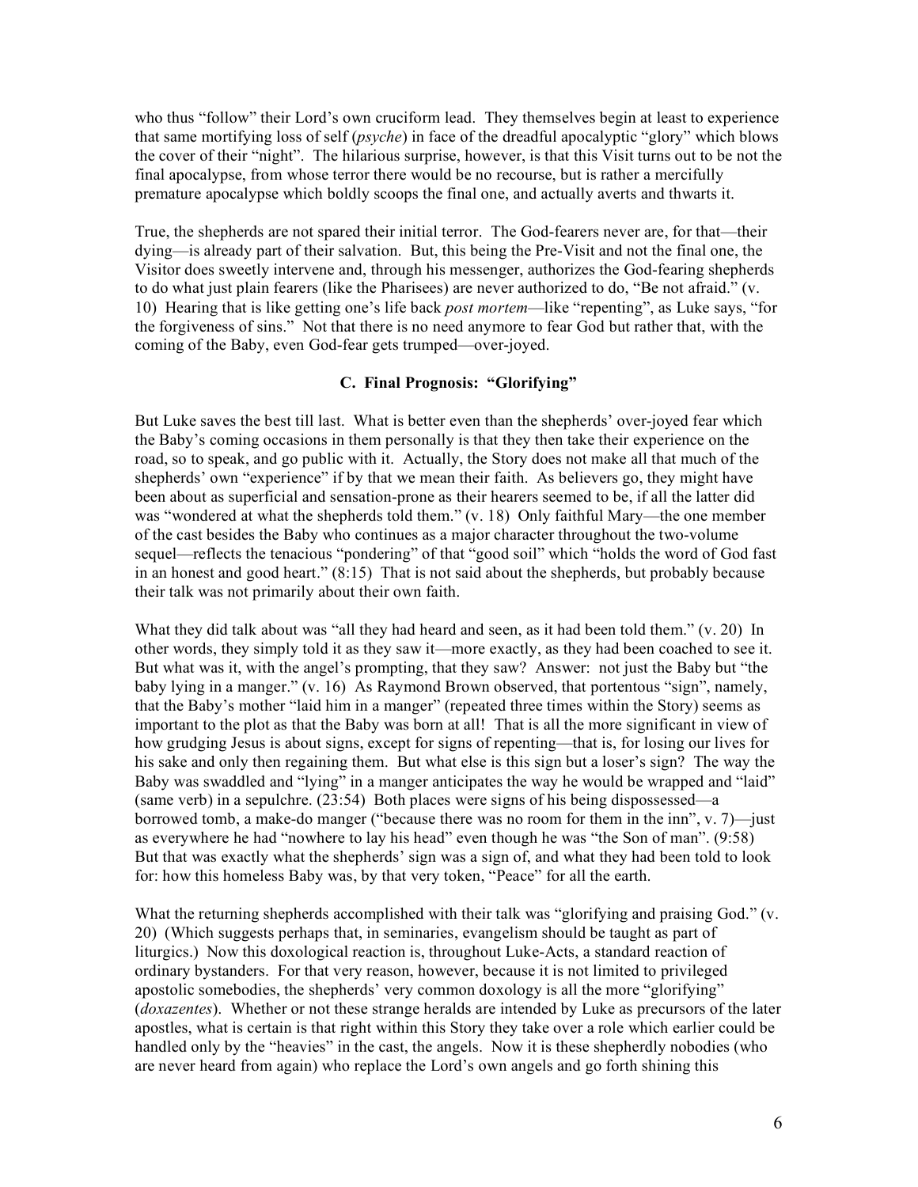who thus "follow" their Lord's own cruciform lead. They themselves begin at least to experience that same mortifying loss of self (*psyche*) in face of the dreadful apocalyptic "glory" which blows the cover of their "night". The hilarious surprise, however, is that this Visit turns out to be not the final apocalypse, from whose terror there would be no recourse, but is rather a mercifully premature apocalypse which boldly scoops the final one, and actually averts and thwarts it.

True, the shepherds are not spared their initial terror. The God-fearers never are, for that—their dying—is already part of their salvation. But, this being the Pre-Visit and not the final one, the Visitor does sweetly intervene and, through his messenger, authorizes the God-fearing shepherds to do what just plain fearers (like the Pharisees) are never authorized to do, "Be not afraid." (v. 10) Hearing that is like getting one's life back *post mortem*—like "repenting", as Luke says, "for the forgiveness of sins." Not that there is no need anymore to fear God but rather that, with the coming of the Baby, even God-fear gets trumped—over-joyed.

### C. Final Prognosis: "Glorifying"

But Luke saves the best till last. What is better even than the shepherds' over-joyed fear which the Baby's coming occasions in them personally is that they then take their experience on the road, so to speak, and go public with it. Actually, the Story does not make all that much of the shepherds' own "experience" if by that we mean their faith. As believers go, they might have been about as superficial and sensation-prone as their hearers seemed to be, if all the latter did was "wondered at what the shepherds told them." (v. 18) Only faithful Mary—the one member of the cast besides the Baby who continues as a major character throughout the two-volume sequel—reflects the tenacious "pondering" of that "good soil" which "holds the word of God fast in an honest and good heart." (8:15) That is not said about the shepherds, but probably because their talk was not primarily about their own faith.

What they did talk about was "all they had heard and seen, as it had been told them." (v. 20) In other words, they simply told it as they saw it—more exactly, as they had been coached to see it. But what was it, with the angel's prompting, that they saw? Answer: not just the Baby but "the baby lying in a manger." (v. 16) As Raymond Brown observed, that portentous "sign", namely, that the Baby's mother "laid him in a manger" (repeated three times within the Story) seems as important to the plot as that the Baby was born at all! That is all the more significant in view of how grudging Jesus is about signs, except for signs of repenting—that is, for losing our lives for his sake and only then regaining them. But what else is this sign but a loser's sign? The way the Baby was swaddled and "lying" in a manger anticipates the way he would be wrapped and "laid" (same verb) in a sepulchre. (23:54) Both places were signs of his being dispossessed—a borrowed tomb, a make-do manger ("because there was no room for them in the inn", v. 7)—just as everywhere he had "nowhere to lay his head" even though he was "the Son of man". (9:58) But that was exactly what the shepherds' sign was a sign of, and what they had been told to look for: how this homeless Baby was, by that very token, "Peace" for all the earth.

What the returning shepherds accomplished with their talk was "glorifying and praising God." (v. 20) (Which suggests perhaps that, in seminaries, evangelism should be taught as part of liturgics.) Now this doxological reaction is, throughout Luke-Acts, a standard reaction of ordinary bystanders. For that very reason, however, because it is not limited to privileged apostolic somebodies, the shepherds' very common doxology is all the more "glorifying" (*doxazentes*). Whether or not these strange heralds are intended by Luke as precursors of the later apostles, what is certain is that right within this Story they take over a role which earlier could be handled only by the "heavies" in the cast, the angels. Now it is these shepherdly nobodies (who are never heard from again) who replace the Lord's own angels and go forth shining this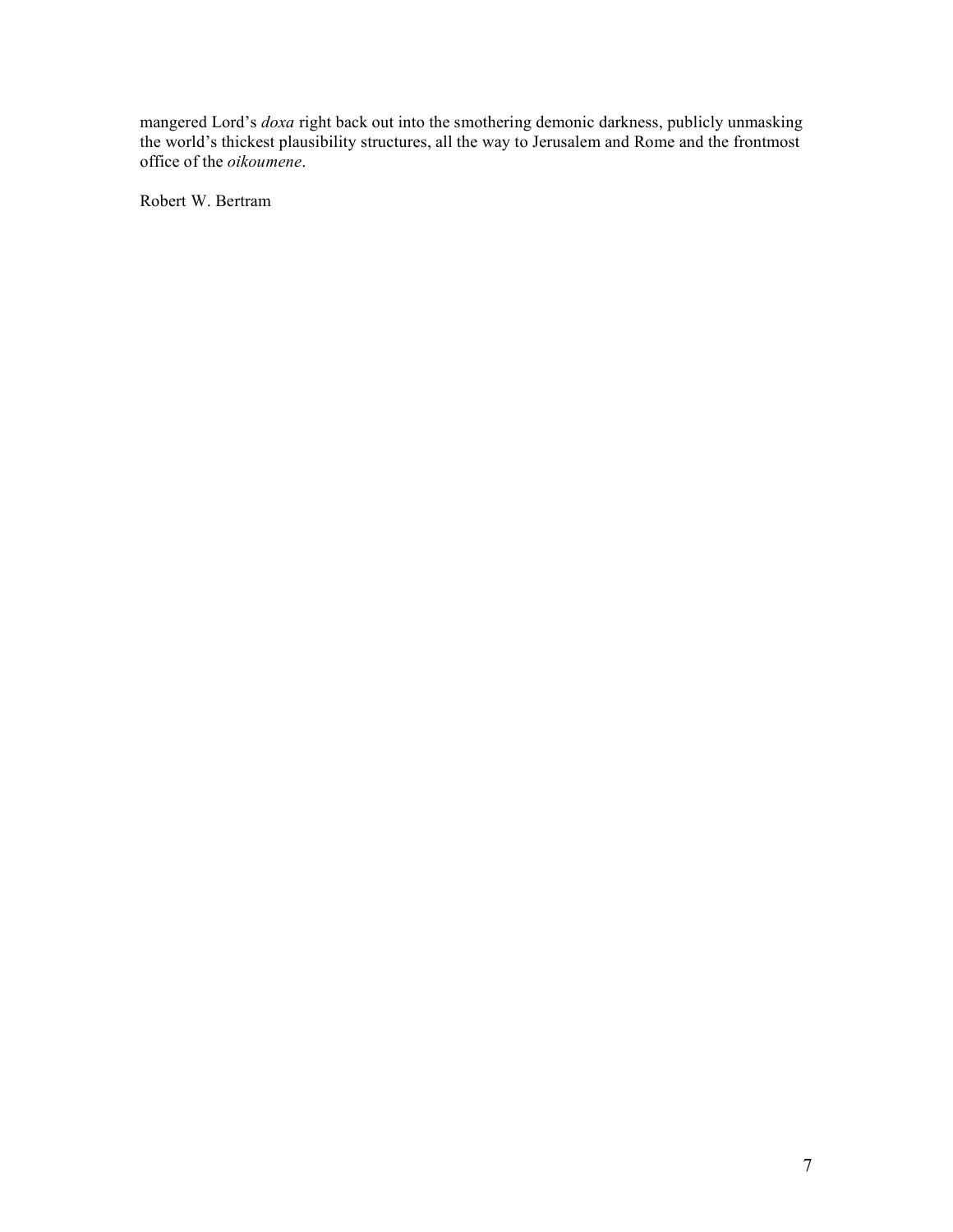mangered Lord's *doxa* right back out into the smothering demonic darkness, publicly unmasking the world's thickest plausibility structures, all the way to Jerusalem and Rome and the frontmost office of the *oikoumene*.

Robert W. Bertram